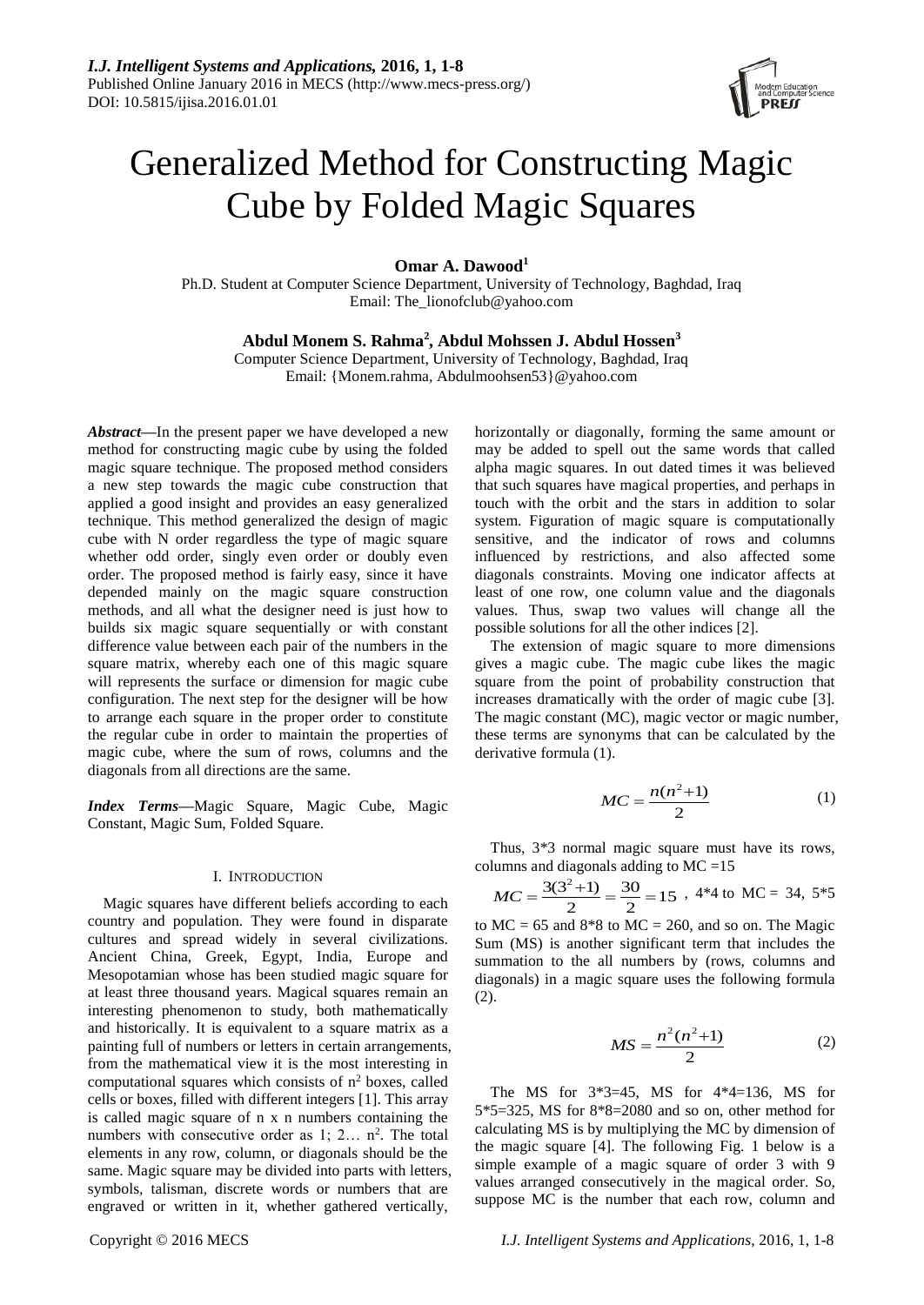# Generalized Method for Constructing Magic Cube by Folded Magic Squares

**Omar A. Dawood[1]**

Ph.D. Student at Computer Science Department, University of Technology, Baghdad, Iraq
Email: The_lionofclub@yahoo.com

**Abdul Monem S. Rahma[2], Abdul Mohssen J. Abdul Hossen[3]**

Computer Science Department, University of Technology, Baghdad, Iraq
Email: {Monem.rahma, Abdulmoohsen53}@yahoo.com

***Abstract*—**In the present paper we have developed a new method for constructing magic cube by using the folded magic square technique. The proposed method considers a new step towards the magic cube construction that applied a good insight and provides an easy generalized technique. This method generalized the design of magic cube with N order regardless the type of magic square whether odd order, singly even order or doubly even order. The proposed method is fairly easy, since it have depended mainly on the magic square construction methods, and all what the designer need is just how to builds six magic square sequentially or with constant difference value between each pair of the numbers in the square matrix, whereby each one of this magic square will represents the surface or dimension for magic cube configuration. The next step for the designer will be how to arrange each square in the proper order to constitute the regular cube in order to maintain the properties of magic cube, where the sum of rows, columns and the diagonals from all directions are the same.

***Index Terms*—**Magic Square, Magic Cube, Magic Constant, Magic Sum, Folded Square.

## I. Introduction

Magic squares have different beliefs according to each country and population. They were found in disparate cultures and spread widely in several civilizations. Ancient China, Greek, Egypt, India, Europe and Mesopotamian whose has been studied magic square for at least three thousand years. Magical squares remain an interesting phenomenon to study, both mathematically and historically. It is equivalent to a square matrix as a painting full of numbers or letters in certain arrangements, from the mathematical view it is the most interesting in computational squares which consists of $n^2$ boxes, called cells or boxes, filled with different integers [1]. This array is called magic square of n x n numbers containing the numbers with consecutive order as 1; 2… $n^2$. The total elements in any row, column, or diagonals should be the same. Magic square may be divided into parts with letters, symbols, talisman, discrete words or numbers that are engraved or written in it, whether gathered vertically, horizontally or diagonally, forming the same amount or may be added to spell out the same words that called alpha magic squares. In out dated times it was believed that such squares have magical properties, and perhaps in touch with the orbit and the stars in addition to solar system. Figuration of magic square is computationally sensitive, and the indicator of rows and columns influenced by restrictions, and also affected some diagonals constraints. Moving one indicator affects at least of one row, one column value and the diagonals values. Thus, swap two values will change all the possible solutions for all the other indices [2].

The extension of magic square to more dimensions gives a magic cube. The magic cube likes the magic square from the point of probability construction that increases dramatically with the order of magic cube [3]. The magic constant (MC), magic vector or magic number, these terms are synonyms that can be calculated by the derivative formula (1).

$$MC = \frac{n(n^2+1)}{2} \tag{1}$$

Thus, 3*3 normal magic square must have its rows, columns and diagonals adding to MC =15

$MC = \frac{3(3^2+1)}{2} = \frac{30}{2} = 15$ , 4*4 to MC = 34, 5*5 to MC = 65 and 8*8 to MC = 260, and so on. The Magic Sum (MS) is another significant term that includes the summation to the all numbers by (rows, columns and diagonals) in a magic square uses the following formula (2).

$$MS = \frac{n^2(n^2+1)}{2} \tag{2}$$

The MS for 3*3=45, MS for 4*4=136, MS for 5*5=325, MS for 8*8=2080 and so on, other method for calculating MS is by multiplying the MC by dimension of the magic square [4]. The following Fig. 1 below is a simple example of a magic square of order 3 with 9 values arranged consecutively in the magical order. So, suppose MC is the number that each row, column and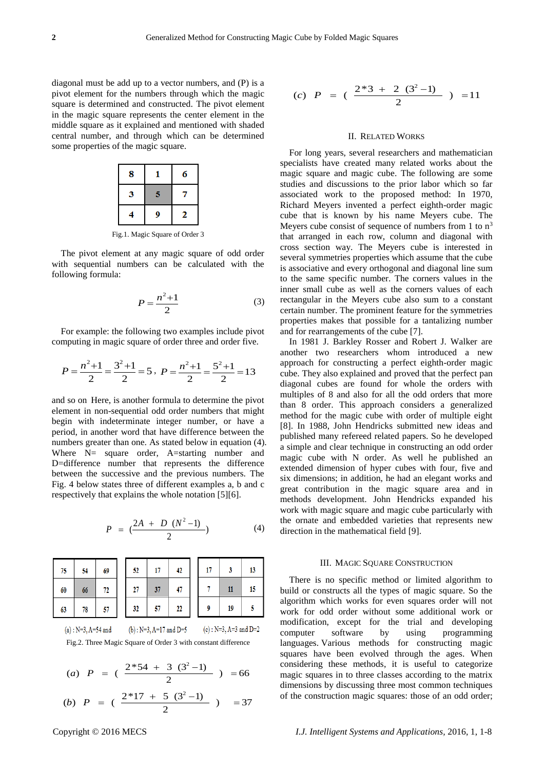diagonal must be add up to a vector numbers, and (P) is a pivot element for the numbers through which the magic square is determined and constructed. The pivot element in the magic square represents the center element in the middle square as it explained and mentioned with shaded central number, and through which can be determined some properties of the magic square.

| 8 | 1 | 6 |
|---|---|---|
| 3 | 5 | 7 |
| 4 | 9 | 2 |

Fig.1. Magic Square of Order 3

The pivot element at any magic square of odd order with sequential numbers can be calculated with the following formula:

$$P = \frac{n^2+1}{2} \tag{3}$$

For example: the following two examples include pivot computing in magic square of order three and order five.

$$P = \frac{n^2+1}{2} = \frac{3^2+1}{2} = 5,\ P = \frac{n^2+1}{2} = \frac{5^2+1}{2} = 13$$

and so on Here, is another formula to determine the pivot element in non-sequential odd order numbers that might begin with indeterminate integer number, or have a period, in another word that have difference between the numbers greater than one. As stated below in equation (4). Where N= square order, A=starting number and D=difference number that represents the difference between the successive and the previous numbers. The Fig. 4 below states three of different examples a, b and c respectively that explains the whole notation [5][6].

$$P = \left(\frac{2A + D\ (N^2-1)}{2}\right) \tag{4}$$

| 75 | 54 | 69 |
|---|---|---|
| 60 | 66 | 72 |
| 63 | 78 | 57 |

(a) : N=3, A=54 and

| 52 | 17 | 42 |
|---|---|---|
| 27 | 37 | 47 |
| 32 | 57 | 22 |

(b) : N=3, A=17 and D=5

| 17 | 3 | 13 |
|---|---|---|
| 7 | 11 | 15 |
| 9 | 19 | 5 |

(c) : N=3, A=3 and D=2

Fig.2. Three Magic Square of Order 3 with constant difference

$$(a)\quad P = \left(\frac{2*54 + 3\ (3^2-1)}{2}\right) = 66$$

$$(b)\quad P = \left(\frac{2*17 + 5\ (3^2-1)}{2}\right) = 37$$

$$(c)\quad P = \left(\frac{2*3 + 2\ (3^2-1)}{2}\right) = 11$$

## II. Related Works

For long years, several researchers and mathematician specialists have created many related works about the magic square and magic cube. The following are some studies and discussions to the prior labor which so far associated work to the proposed method: In 1970, Richard Meyers invented a perfect eighth-order magic cube that is known by his name Meyers cube. The Meyers cube consist of sequence of numbers from 1 to $n^3$ that arranged in each row, column and diagonal with cross section way. The Meyers cube is interested in several symmetries properties which assume that the cube is associative and every orthogonal and diagonal line sum to the same specific number. The corners values in the inner small cube as well as the corners values of each rectangular in the Meyers cube also sum to a constant certain number. The prominent feature for the symmetries properties makes that possible for a tantalizing number and for rearrangements of the cube [7].

In 1981 J. Barkley Rosser and Robert J. Walker are another two researchers whom introduced a new approach for constructing a perfect eighth-order magic cube. They also explained and proved that the perfect pan diagonal cubes are found for whole the orders with multiples of 8 and also for all the odd orders that more than 8 order. This approach considers a generalized method for the magic cube with order of multiple eight [8]. In 1988, John Hendricks submitted new ideas and published many refereed related papers. So he developed a simple and clear technique in constructing an odd order magic cube with N order. As well he published an extended dimension of hyper cubes with four, five and six dimensions; in addition, he had an elegant works and great contribution in the magic square area and in methods development. John Hendricks expanded his work with magic square and magic cube particularly with the ornate and embedded varieties that represents new direction in the mathematical field [9].

## III. Magic Square Construction

There is no specific method or limited algorithm to build or constructs all the types of magic square. So the algorithm which works for even squares order will not work for odd order without some additional work or modification, except for the trial and developing computer software by using programming languages. Various methods for constructing magic squares have been evolved through the ages. When considering these methods, it is useful to categorize magic squares in to three classes according to the matrix dimensions by discussing three most common techniques of the construction magic squares: those of an odd order;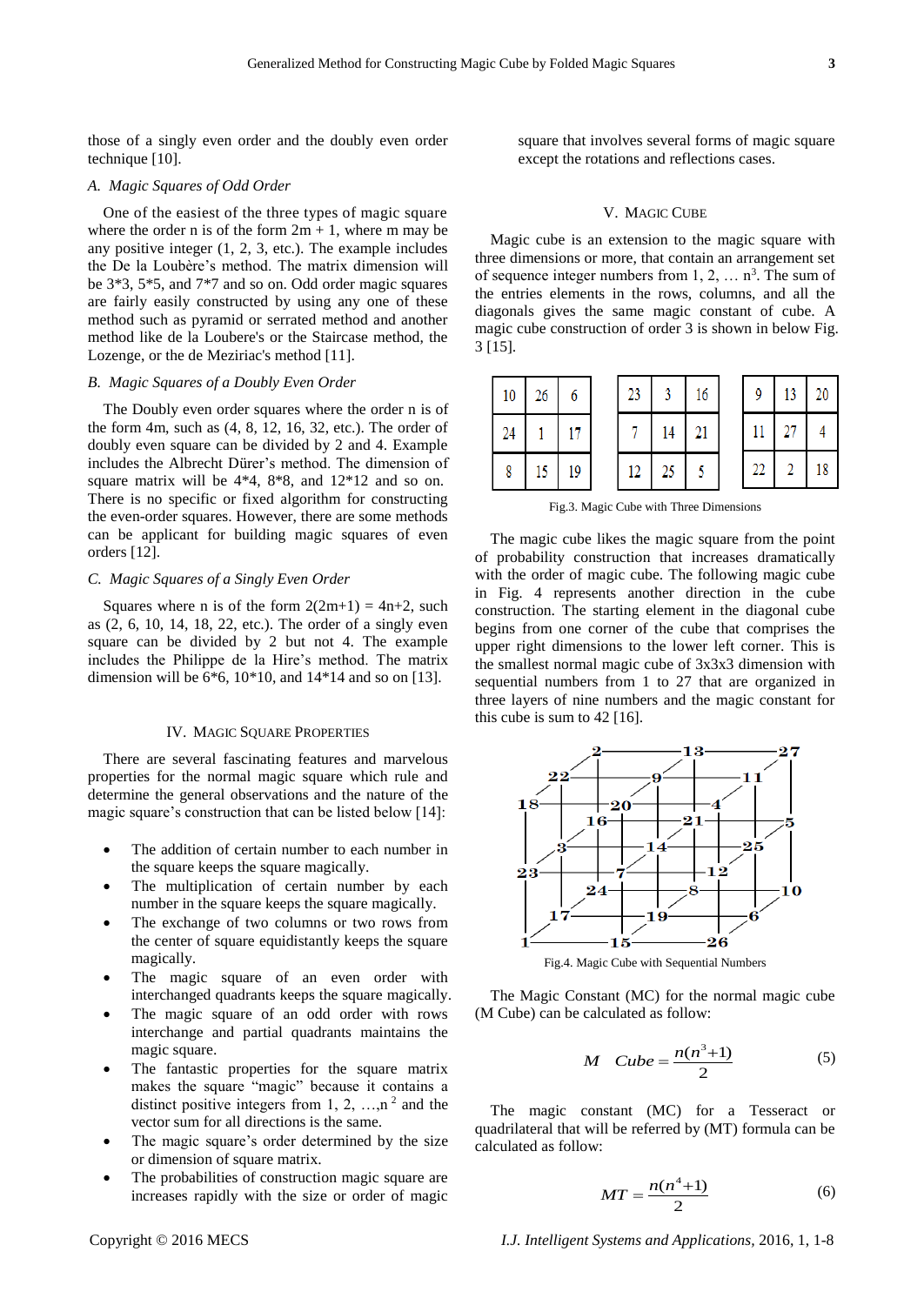those of a singly even order and the doubly even order technique [10].

### A. Magic Squares of Odd Order

One of the easiest of the three types of magic square where the order n is of the form 2m + 1, where m may be any positive integer (1, 2, 3, etc.). The example includes the De la Loubère's method. The matrix dimension will be 3*3, 5*5, and 7*7 and so on. Odd order magic squares are fairly easily constructed by using any one of these method such as pyramid or serrated method and another method like de la Loubere's or the Staircase method, the Lozenge, or the de Meziriac's method [11].

### B. Magic Squares of a Doubly Even Order

The Doubly even order squares where the order n is of the form 4m, such as (4, 8, 12, 16, 32, etc.). The order of doubly even square can be divided by 2 and 4. Example includes the Albrecht Dürer's method. The dimension of square matrix will be 4*4, 8*8, and 12*12 and so on. There is no specific or fixed algorithm for constructing the even-order squares. However, there are some methods can be applicant for building magic squares of even orders [12].

### C. Magic Squares of a Singly Even Order

Squares where n is of the form 2(2m+1) = 4n+2, such as (2, 6, 10, 14, 18, 22, etc.). The order of a singly even square can be divided by 2 but not 4. The example includes the Philippe de la Hire's method. The matrix dimension will be 6*6, 10*10, and 14*14 and so on [13].

## IV. Magic Square Properties

There are several fascinating features and marvelous properties for the normal magic square which rule and determine the general observations and the nature of the magic square's construction that can be listed below [14]:

- The addition of certain number to each number in the square keeps the square magically.
- The multiplication of certain number by each number in the square keeps the square magically.
- The exchange of two columns or two rows from the center of square equidistantly keeps the square magically.
- The magic square of an even order with interchanged quadrants keeps the square magically.
- The magic square of an odd order with rows interchange and partial quadrants maintains the magic square.
- The fantastic properties for the square matrix makes the square "magic" because it contains a distinct positive integers from 1, 2, …,$n^2$ and the vector sum for all directions is the same.
- The magic square's order determined by the size or dimension of square matrix.
- The probabilities of construction magic square are increases rapidly with the size or order of magic square that involves several forms of magic square except the rotations and reflections cases.

## V. Magic Cube

Magic cube is an extension to the magic square with three dimensions or more, that contain an arrangement set of sequence integer numbers from 1, 2, … $n^3$. The sum of the entries elements in the rows, columns, and all the diagonals gives the same magic constant of cube. A magic cube construction of order 3 is shown in below Fig. 3 [15].

| 10 | 26 | 6 |
|---|---|---|
| 24 | 1 | 17 |
| 8 | 15 | 19 |

| 23 | 3 | 16 |
|---|---|---|
| 7 | 14 | 21 |
| 12 | 25 | 5 |

| 9 | 13 | 20 |
|---|---|---|
| 11 | 27 | 4 |
| 22 | 2 | 18 |

Fig.3. Magic Cube with Three Dimensions

The magic cube likes the magic square from the point of probability construction that increases dramatically with the order of magic cube. The following magic cube in Fig. 4 represents another direction in the cube construction. The starting element in the diagonal cube begins from one corner of the cube that comprises the upper right dimensions to the lower left corner. This is the smallest normal magic cube of 3x3x3 dimension with sequential numbers from 1 to 27 that are organized in three layers of nine numbers and the magic constant for this cube is sum to 42 [16].

Fig.4. Magic Cube with Sequential Numbers

The Magic Constant (MC) for the normal magic cube (M Cube) can be calculated as follow:

$$M \quad Cube = \frac{n(n^3+1)}{2} \tag{5}$$

The magic constant (MC) for a Tesseract or quadrilateral that will be referred by (MT) formula can be calculated as follow:

$$MT = \frac{n(n^4+1)}{2} \tag{6}$$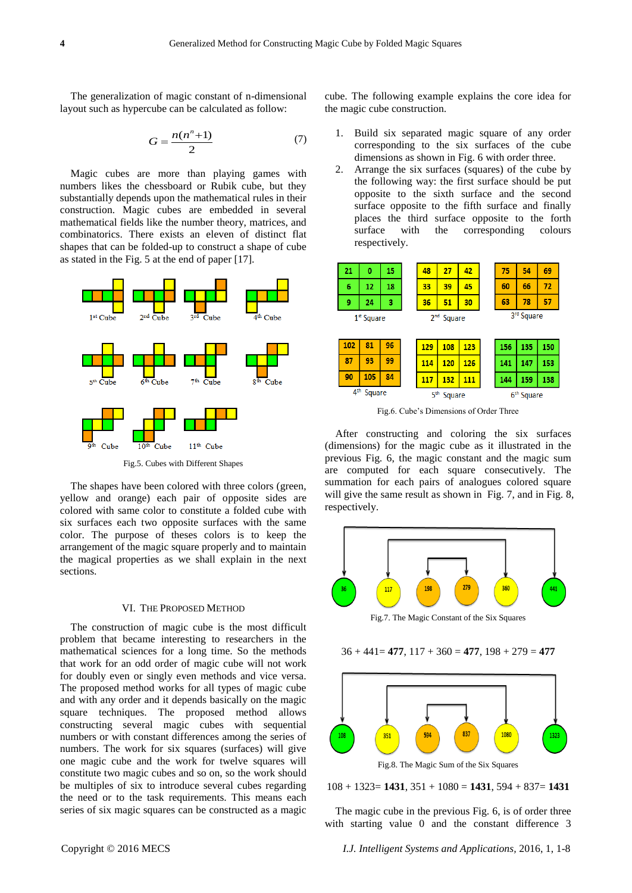The generalization of magic constant of n-dimensional layout such as hypercube can be calculated as follow:

$$G = \frac{n(n^n+1)}{2} \tag{7}$$

Magic cubes are more than playing games with numbers likes the chessboard or Rubik cube, but they substantially depends upon the mathematical rules in their construction. Magic cubes are embedded in several mathematical fields like the number theory, matrices, and combinatorics. There exists an eleven of distinct flat shapes that can be folded-up to construct a shape of cube as stated in the Fig. 5 at the end of paper [17].

1st Cube, 2nd Cube, 3rd Cube, 4th Cube, 5th Cube, 6th Cube, 7th Cube, 8th Cube, 9th Cube, 10th Cube, 11th Cube

Fig.5. Cubes with Different Shapes

The shapes have been colored with three colors (green, yellow and orange) each pair of opposite sides are colored with same color to constitute a folded cube with six surfaces each two opposite surfaces with the same color. The purpose of theses colors is to keep the arrangement of the magic square properly and to maintain the magical properties as we shall explain in the next sections.

## VI. The Proposed Method

The construction of magic cube is the most difficult problem that became interesting to researchers in the mathematical sciences for a long time. So the methods that work for an odd order of magic cube will not work for doubly even or singly even methods and vice versa. The proposed method works for all types of magic cube and with any order and it depends basically on the magic square techniques. The proposed method allows constructing several magic cubes with sequential numbers or with constant differences among the series of numbers. The work for six squares (surfaces) will give one magic cube and the work for twelve squares will constitute two magic cubes and so on, so the work should be multiples of six to introduce several cubes regarding the need or to the task requirements. This means each series of six magic squares can be constructed as a magic cube. The following example explains the core idea for the magic cube construction.

1. Build six separated magic square of any order corresponding to the six surfaces of the cube dimensions as shown in Fig. 6 with order three.
2. Arrange the six surfaces (squares) of the cube by the following way: the first surface should be put opposite to the sixth surface and the second surface opposite to the fifth surface and finally places the third surface opposite to the forth surface with the corresponding colours respectively.

1st Square

| 21 | 0 | 15 |
|---|---|---|
| 6 | 12 | 18 |
| 9 | 24 | 3 |

2nd Square

| 48 | 27 | 42 |
|---|---|---|
| 33 | 39 | 45 |
| 36 | 51 | 30 |

3rd Square

| 75 | 54 | 69 |
|---|---|---|
| 60 | 66 | 72 |
| 63 | 78 | 57 |

4th Square

| 102 | 81 | 96 |
|---|---|---|
| 87 | 93 | 99 |
| 90 | 105 | 84 |

5th Square

| 129 | 108 | 123 |
|---|---|---|
| 114 | 120 | 126 |
| 117 | 132 | 111 |

6th Square

| 156 | 135 | 150 |
|---|---|---|
| 141 | 147 | 153 |
| 144 | 159 | 138 |

Fig.6. Cube's Dimensions of Order Three

After constructing and coloring the six surfaces (dimensions) for the magic cube as it illustrated in the previous Fig. 6, the magic constant and the magic sum are computed for each square consecutively. The summation for each pairs of analogues colored square will give the same result as shown in Fig. 7, and in Fig. 8, respectively.

36, 117, 198, 279, 360, 441

Fig.7. The Magic Constant of the Six Squares

36 + 441= **477**, 117 + 360 = **477**, 198 + 279 = **477**

108, 351, 594, 837, 1080, 1323

Fig.8. The Magic Sum of the Six Squares

108 + 1323= **1431**, 351 + 1080 = **1431**, 594 + 837= **1431**

The magic cube in the previous Fig. 6, is of order three with starting value 0 and the constant difference 3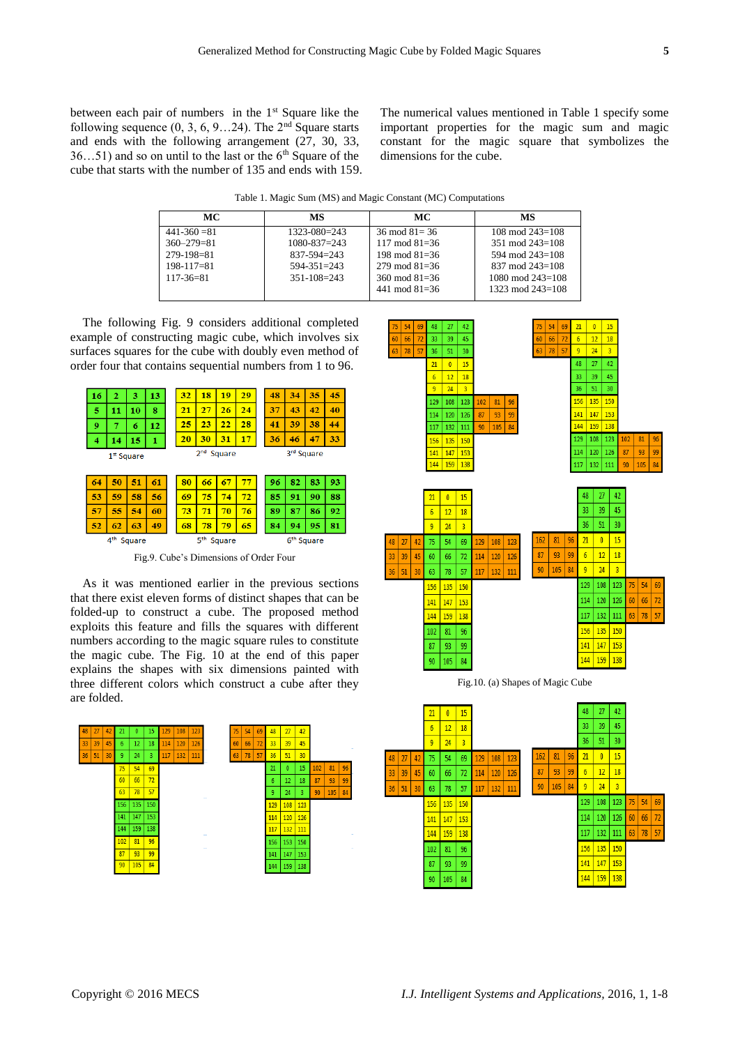between each pair of numbers in the 1st Square like the following sequence (0, 3, 6, 9…24). The 2nd Square starts and ends with the following arrangement (27, 30, 33, 36…51) and so on until to the last or the 6th Square of the cube that starts with the number of 135 and ends with 159.

The numerical values mentioned in Table 1 specify some important properties for the magic sum and magic constant for the magic square that symbolizes the dimensions for the cube.

Table 1. Magic Sum (MS) and Magic Constant (MC) Computations

| MC | MS | MC | MS |
|---|---|---|---|
| 441-360 =81 | 1323-080=243 | 36 mod 81= 36 | 108 mod 243=108 |
| 360–279=81 | 1080-837=243 | 117 mod 81=36 | 351 mod 243=108 |
| 279-198=81 | 837-594=243 | 198 mod 81=36 | 594 mod 243=108 |
| 198-117=81 | 594-351=243 | 279 mod 81=36 | 837 mod 243=108 |
| 117-36=81 | 351-108=243 | 360 mod 81=36 | 1080 mod 243=108 |
| | | 441 mod 81=36 | 1323 mod 243=108 |

The following Fig. 9 considers additional completed example of constructing magic cube, which involves six surfaces squares for the cube with doubly even method of order four that contains sequential numbers from 1 to 96.

| 16 | 2 | 3 | 13 |
|---|---|---|---|
| 5 | 11 | 10 | 8 |
| 9 | 7 | 6 | 12 |
| 4 | 14 | 15 | 1 |

1st Square

| 32 | 18 | 19 | 29 |
|---|---|---|---|
| 21 | 27 | 26 | 24 |
| 25 | 23 | 22 | 28 |
| 20 | 30 | 31 | 17 |

2nd Square

| 48 | 34 | 35 | 45 |
|---|---|---|---|
| 37 | 43 | 42 | 40 |
| 41 | 39 | 38 | 44 |
| 36 | 46 | 47 | 33 |

3rd Square

| 64 | 50 | 51 | 61 |
|---|---|---|---|
| 53 | 59 | 58 | 56 |
| 57 | 55 | 54 | 60 |
| 52 | 62 | 63 | 49 |

4th Square

| 80 | 66 | 67 | 77 |
|---|---|---|---|
| 69 | 75 | 74 | 72 |
| 73 | 71 | 70 | 76 |
| 68 | 78 | 79 | 65 |

5th Square

| 96 | 82 | 83 | 93 |
|---|---|---|---|
| 85 | 91 | 90 | 88 |
| 89 | 87 | 86 | 92 |
| 84 | 94 | 95 | 81 |

6th Square

Fig.9. Cube's Dimensions of Order Four

As it was mentioned earlier in the previous sections that there exist eleven forms of distinct shapes that can be folded-up to construct a cube. The proposed method exploits this feature and fills the squares with different numbers according to the magic square rules to constitute the magic cube. The Fig. 10 at the end of this paper explains the shapes with six dimensions painted with three different colors which construct a cube after they are folded.

Fig.10. (a) Shapes of Magic Cube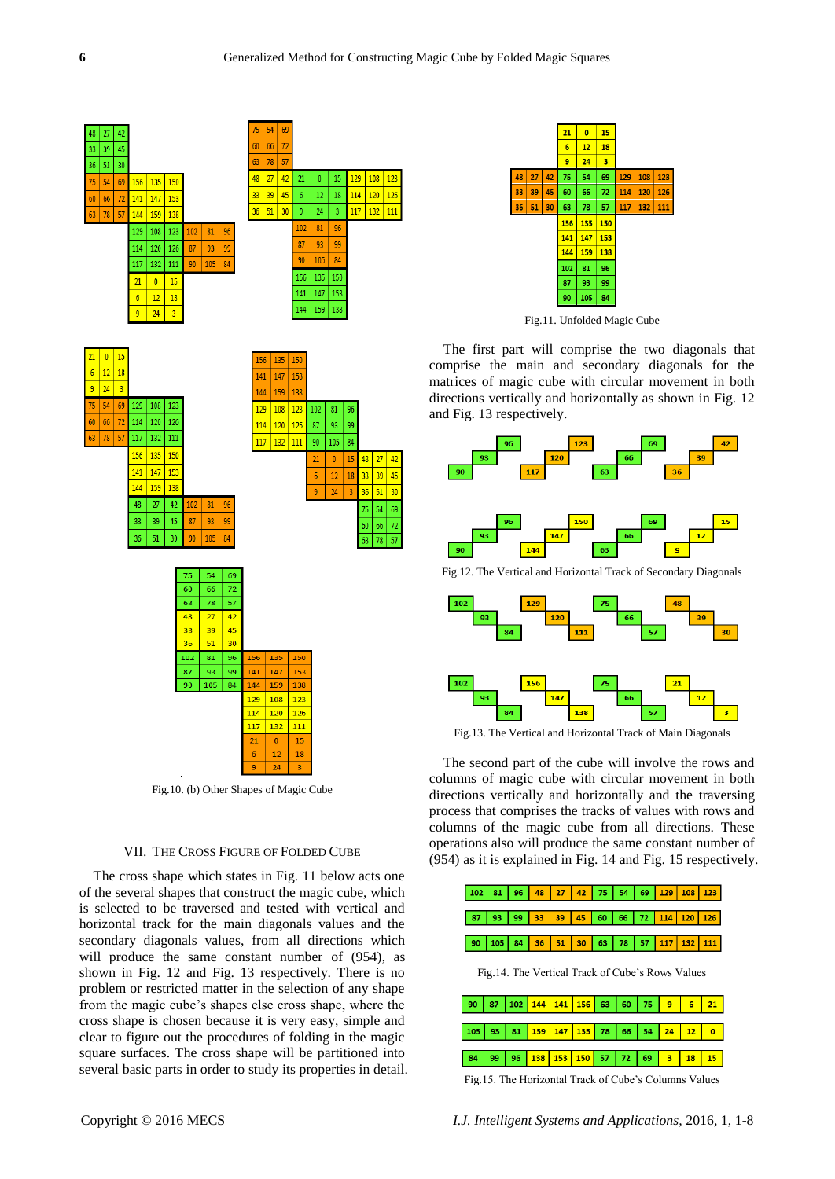Fig.10. (b) Other Shapes of Magic Cube

## VII. The Cross Figure of Folded Cube

The cross shape which states in Fig. 11 below acts one of the several shapes that construct the magic cube, which is selected to be traversed and tested with vertical and horizontal track for the main diagonals values and the secondary diagonals values, from all directions which will produce the same constant number of (954), as shown in Fig. 12 and Fig. 13 respectively. There is no problem or restricted matter in the selection of any shape from the magic cube's shapes else cross shape, where the cross shape is chosen because it is very easy, simple and clear to figure out the procedures of folding in the magic square surfaces. The cross shape will be partitioned into several basic parts in order to study its properties in detail.

Fig.11. Unfolded Magic Cube

The first part will comprise the two diagonals that comprise the main and secondary diagonals for the matrices of magic cube with circular movement in both directions vertically and horizontally as shown in Fig. 12 and Fig. 13 respectively.

Fig.12. The Vertical and Horizontal Track of Secondary Diagonals

Fig.13. The Vertical and Horizontal Track of Main Diagonals

The second part of the cube will involve the rows and columns of magic cube with circular movement in both directions vertically and horizontally and the traversing process that comprises the tracks of values with rows and columns of the magic cube from all directions. These operations also will produce the same constant number of (954) as it is explained in Fig. 14 and Fig. 15 respectively.

| 102 | 81 | 96 | 48 | 27 | 42 | 75 | 54 | 69 | 129 | 108 | 123 |
|---|---|---|---|---|---|---|---|---|---|---|---|
| 87 | 93 | 99 | 33 | 39 | 45 | 60 | 66 | 72 | 114 | 120 | 126 |
| 90 | 105 | 84 | 36 | 51 | 30 | 63 | 78 | 57 | 117 | 132 | 111 |

Fig.14. The Vertical Track of Cube's Rows Values

| 90 | 87 | 102 | 144 | 141 | 156 | 63 | 60 | 75 | 9 | 6 | 21 |
|---|---|---|---|---|---|---|---|---|---|---|---|
| 105 | 93 | 81 | 159 | 147 | 135 | 78 | 66 | 54 | 24 | 12 | 0 |
| 84 | 99 | 96 | 138 | 153 | 150 | 57 | 72 | 69 | 3 | 18 | 15 |

Fig.15. The Horizontal Track of Cube's Columns Values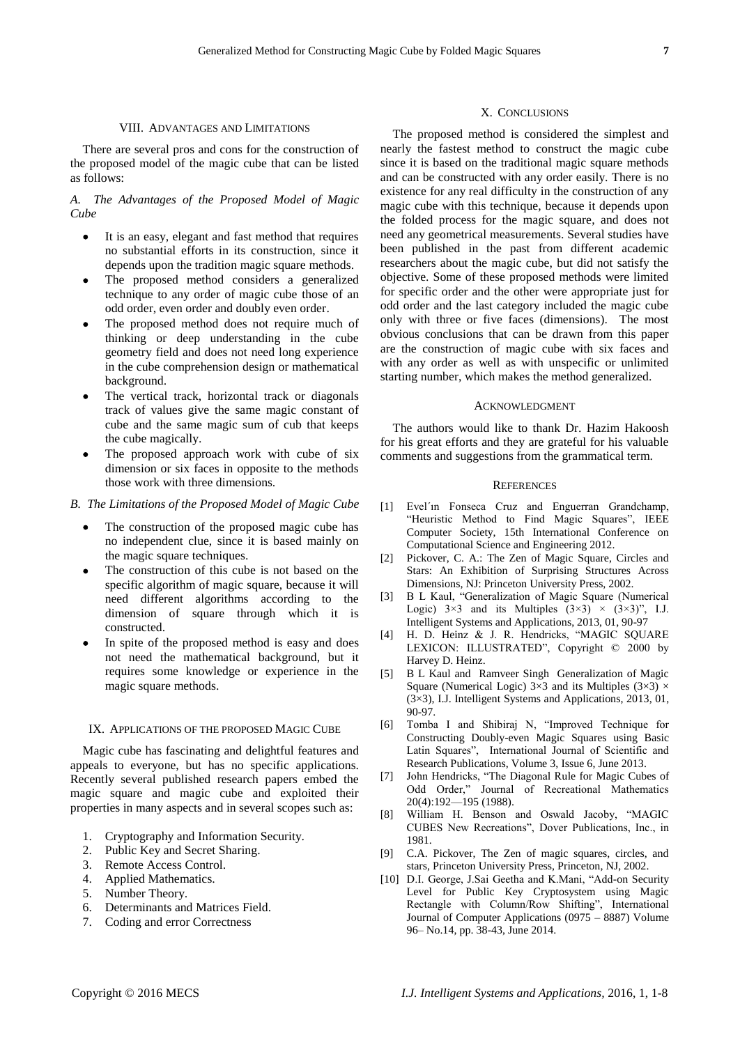## VIII. Advantages and Limitations

There are several pros and cons for the construction of the proposed model of the magic cube that can be listed as follows:

### *A. The Advantages of the Proposed Model of Magic Cube*

- It is an easy, elegant and fast method that requires no substantial efforts in its construction, since it depends upon the tradition magic square methods.
- The proposed method considers a generalized technique to any order of magic cube those of an odd order, even order and doubly even order.
- The proposed method does not require much of thinking or deep understanding in the cube geometry field and does not need long experience in the cube comprehension design or mathematical background.
- The vertical track, horizontal track or diagonals track of values give the same magic constant of cube and the same magic sum of cub that keeps the cube magically.
- The proposed approach work with cube of six dimension or six faces in opposite to the methods those work with three dimensions.

### *B. The Limitations of the Proposed Model of Magic Cube*

- The construction of the proposed magic cube has no independent clue, since it is based mainly on the magic square techniques.
- The construction of this cube is not based on the specific algorithm of magic square, because it will need different algorithms according to the dimension of square through which it is constructed.
- In spite of the proposed method is easy and does not need the mathematical background, but it requires some knowledge or experience in the magic square methods.

## IX. Applications of the Proposed Magic Cube

Magic cube has fascinating and delightful features and appeals to everyone, but has no specific applications. Recently several published research papers embed the magic square and magic cube and exploited their properties in many aspects and in several scopes such as:

1. Cryptography and Information Security.
2. Public Key and Secret Sharing.
3. Remote Access Control.
4. Applied Mathematics.
5. Number Theory.
6. Determinants and Matrices Field.
7. Coding and error Correctness

## X. Conclusions

The proposed method is considered the simplest and nearly the fastest method to construct the magic cube since it is based on the traditional magic square methods and can be constructed with any order easily. There is no existence for any real difficulty in the construction of any magic cube with this technique, because it depends upon the folded process for the magic square, and does not need any geometrical measurements. Several studies have been published in the past from different academic researchers about the magic cube, but did not satisfy the objective. Some of these proposed methods were limited for specific order and the other were appropriate just for odd order and the last category included the magic cube only with three or five faces (dimensions). The most obvious conclusions that can be drawn from this paper are the construction of magic cube with six faces and with any order as well as with unspecific or unlimited starting number, which makes the method generalized.

## Acknowledgment

The authors would like to thank Dr. Hazim Hakoosh for his great efforts and they are grateful for his valuable comments and suggestions from the grammatical term.

## References

[1] Evel´ın Fonseca Cruz and Enguerran Grandchamp, "Heuristic Method to Find Magic Squares", IEEE Computer Society, 15th International Conference on Computational Science and Engineering 2012.

[2] Pickover, C. A.: The Zen of Magic Square, Circles and Stars: An Exhibition of Surprising Structures Across Dimensions, NJ: Princeton University Press, 2002.

[3] B L Kaul, "Generalization of Magic Square (Numerical Logic) 3×3 and its Multiples (3×3) × (3×3)", I.J. Intelligent Systems and Applications, 2013, 01, 90-97

[4] H. D. Heinz & J. R. Hendricks, "MAGIC SQUARE LEXICON: ILLUSTRATED", Copyright © 2000 by Harvey D. Heinz.

[5] B L Kaul and Ramveer Singh Generalization of Magic Square (Numerical Logic) 3×3 and its Multiples (3×3) × (3×3), I.J. Intelligent Systems and Applications, 2013, 01, 90-97.

[6] Tomba I and Shibiraj N, "Improved Technique for Constructing Doubly-even Magic Squares using Basic Latin Squares", International Journal of Scientific and Research Publications, Volume 3, Issue 6, June 2013.

[7] John Hendricks, "The Diagonal Rule for Magic Cubes of Odd Order," Journal of Recreational Mathematics 20(4):192—195 (1988).

[8] William H. Benson and Oswald Jacoby, "MAGIC CUBES New Recreations", Dover Publications, Inc., in 1981.

[9] C.A. Pickover, The Zen of magic squares, circles, and stars, Princeton University Press, Princeton, NJ, 2002.

[10] D.I. George, J.Sai Geetha and K.Mani, "Add-on Security Level for Public Key Cryptosystem using Magic Rectangle with Column/Row Shifting", International Journal of Computer Applications (0975 – 8887) Volume 96– No.14, pp. 38-43, June 2014.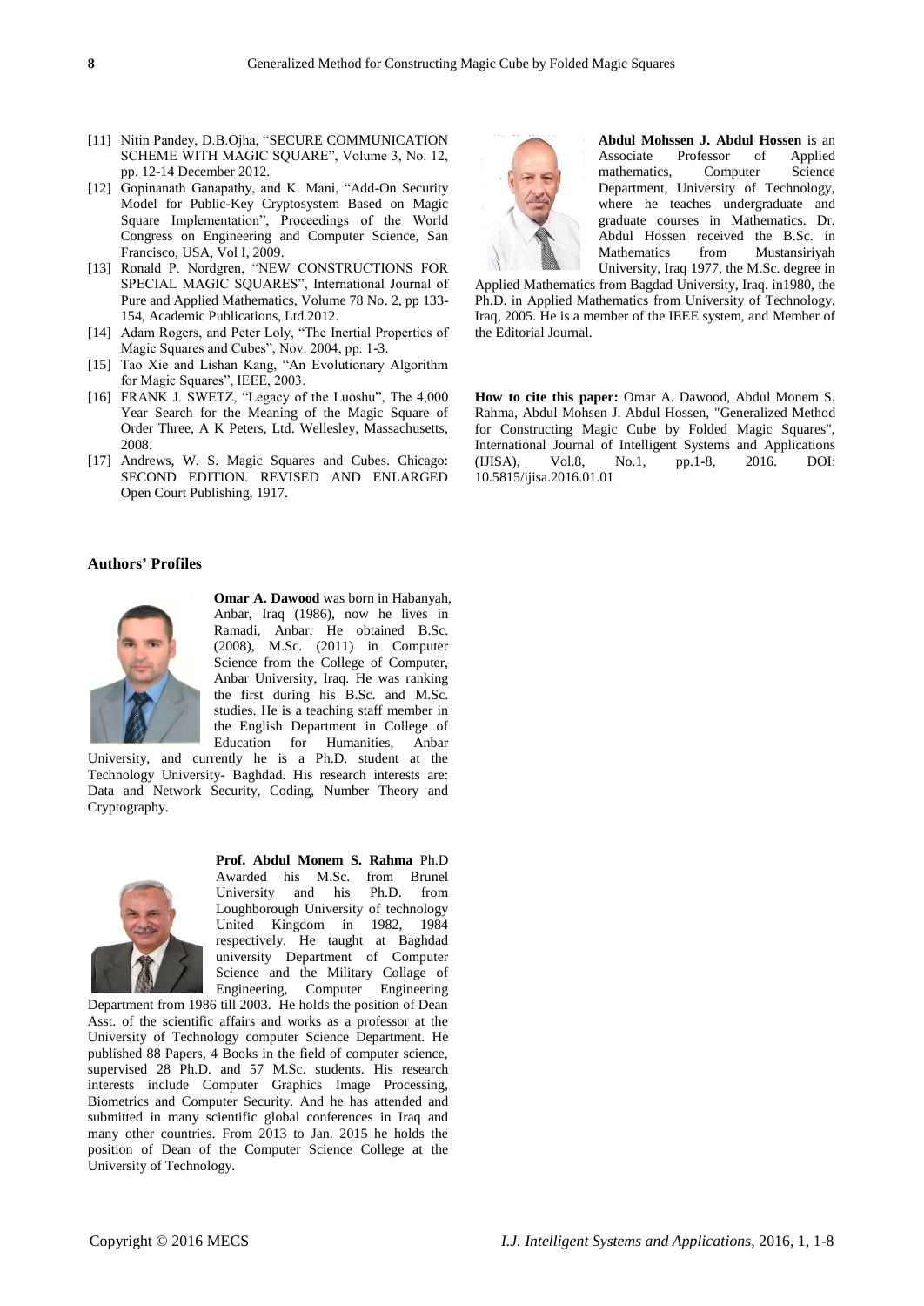[11] Nitin Pandey, D.B.Ojha, "SECURE COMMUNICATION SCHEME WITH MAGIC SQUARE", Volume 3, No. 12, pp. 12-14 December 2012.

[12] Gopinanath Ganapathy, and K. Mani, "Add-On Security Model for Public-Key Cryptosystem Based on Magic Square Implementation", Proceedings of the World Congress on Engineering and Computer Science, San Francisco, USA, Vol I, 2009.

[13] Ronald P. Nordgren, "NEW CONSTRUCTIONS FOR SPECIAL MAGIC SQUARES", International Journal of Pure and Applied Mathematics, Volume 78 No. 2, pp 133-154, Academic Publications, Ltd.2012.

[14] Adam Rogers, and Peter Loly, "The Inertial Properties of Magic Squares and Cubes", Nov. 2004, pp. 1-3.

[15] Tao Xie and Lishan Kang, "An Evolutionary Algorithm for Magic Squares", IEEE, 2003.

[16] FRANK J. SWETZ, "Legacy of the Luoshu", The 4,000 Year Search for the Meaning of the Magic Square of Order Three, A K Peters, Ltd. Wellesley, Massachusetts, 2008.

[17] Andrews, W. S. Magic Squares and Cubes. Chicago: SECOND EDITION. REVISED AND ENLARGED Open Court Publishing, 1917.

## Authors' Profiles

**Omar A. Dawood** was born in Habanyah, Anbar, Iraq (1986), now he lives in Ramadi, Anbar. He obtained B.Sc. (2008), M.Sc. (2011) in Computer Science from the College of Computer, Anbar University, Iraq. He was ranking the first during his B.Sc. and M.Sc. studies. He is a teaching staff member in the English Department in College of Education for Humanities, Anbar University, and currently he is a Ph.D. student at the Technology University- Baghdad. His research interests are: Data and Network Security, Coding, Number Theory and Cryptography.

**Prof. Abdul Monem S. Rahma** Ph.D Awarded his M.Sc. from Brunel University and his Ph.D. from Loughborough University of technology United Kingdom in 1982, 1984 respectively. He taught at Baghdad university Department of Computer Science and the Military Collage of Engineering, Computer Engineering Department from 1986 till 2003. He holds the position of Dean Asst. of the scientific affairs and works as a professor at the University of Technology computer Science Department. He published 88 Papers, 4 Books in the field of computer science, supervised 28 Ph.D. and 57 M.Sc. students. His research interests include Computer Graphics Image Processing, Biometrics and Computer Security. And he has attended and submitted in many scientific global conferences in Iraq and many other countries. From 2013 to Jan. 2015 he holds the position of Dean of the Computer Science College at the University of Technology.

**Abdul Mohssen J. Abdul Hossen** is an Associate Professor of Applied mathematics, Computer Science Department, University of Technology, where he teaches undergraduate and graduate courses in Mathematics. Dr. Abdul Hossen received the B.Sc. in Mathematics from Mustansiriyah University, Iraq 1977, the M.Sc. degree in Applied Mathematics from Bagdad University, Iraq. in1980, the Ph.D. in Applied Mathematics from University of Technology, Iraq, 2005. He is a member of the IEEE system, and Member of the Editorial Journal.

**How to cite this paper:** Omar A. Dawood, Abdul Monem S. Rahma, Abdul Mohsen J. Abdul Hossen, "Generalized Method for Constructing Magic Cube by Folded Magic Squares", International Journal of Intelligent Systems and Applications (IJISA), Vol.8, No.1, pp.1-8, 2016. DOI: 10.5815/ijisa.2016.01.01